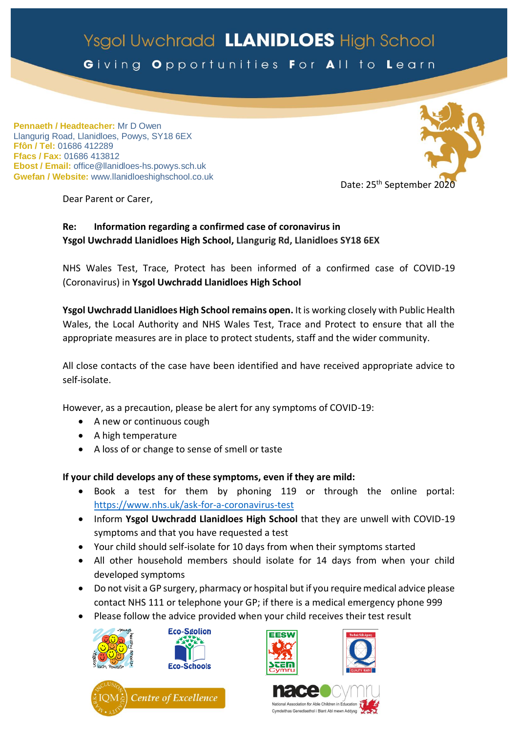# Ysgol Uwchradd **LLANIDLOES** High School

**G**iving **O**pportunities **F**or **A**ll to **L**earn

**Pennaeth / Headteacher:** Mr D Owen
Llangurig Road, Llanidloes, Powys, SY18 6EX
**Ffôn / Tel:** 01686 412289
**Ffacs / Fax:** 01686 413812
**Ebost / Email:** office@llanidloes-hs.powys.sch.uk
**Gwefan / Website:** www.llanidloeshighschool.co.uk

Date: 25th September 2020

Dear Parent or Carer,

**Re: Information regarding a confirmed case of coronavirus in Ysgol Uwchradd Llanidloes High School, Llangurig Rd, Llanidloes SY18 6EX**

NHS Wales Test, Trace, Protect has been informed of a confirmed case of COVID-19 (Coronavirus) in **Ysgol Uwchradd Llanidloes High School**

**Ysgol Uwchradd Llanidloes High School remains open.** It is working closely with Public Health Wales, the Local Authority and NHS Wales Test, Trace and Protect to ensure that all the appropriate measures are in place to protect students, staff and the wider community.

All close contacts of the case have been identified and have received appropriate advice to self-isolate.

However, as a precaution, please be alert for any symptoms of COVID-19:

- A new or continuous cough
- A high temperature
- A loss of or change to sense of smell or taste

**If your child develops any of these symptoms, even if they are mild:**

- Book a test for them by phoning 119 or through the online portal: https://www.nhs.uk/ask-for-a-coronavirus-test
- Inform **Ysgol Uwchradd Llanidloes High School** that they are unwell with COVID-19 symptoms and that you have requested a test
- Your child should self-isolate for 10 days from when their symptoms started
- All other household members should isolate for 14 days from when your child developed symptoms
- Do not visit a GP surgery, pharmacy or hospital but if you require medical advice please contact NHS 111 or telephone your GP; if there is a medical emergency phone 999
- Please follow the advice provided when your child receives their test result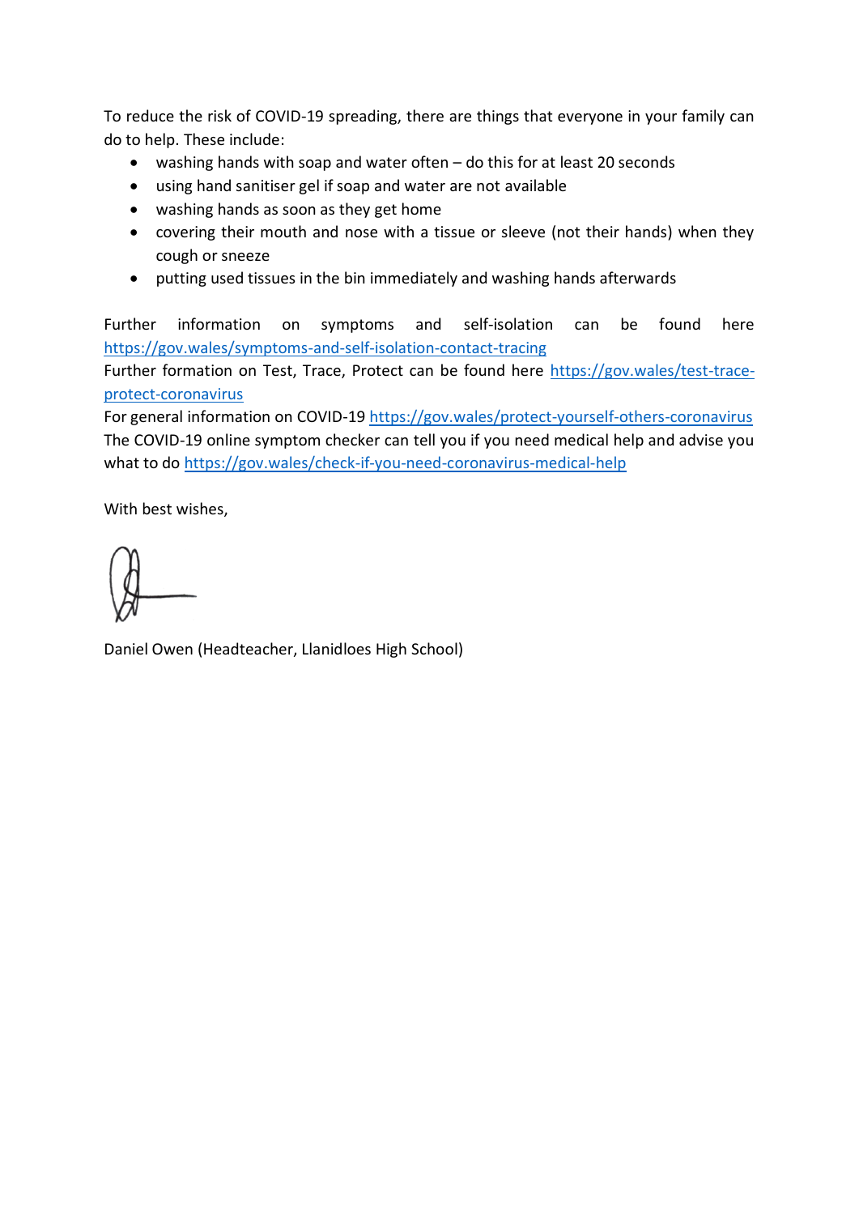To reduce the risk of COVID-19 spreading, there are things that everyone in your family can do to help. These include:

- washing hands with soap and water often – do this for at least 20 seconds
- using hand sanitiser gel if soap and water are not available
- washing hands as soon as they get home
- covering their mouth and nose with a tissue or sleeve (not their hands) when they cough or sneeze
- putting used tissues in the bin immediately and washing hands afterwards

Further information on symptoms and self-isolation can be found here https://gov.wales/symptoms-and-self-isolation-contact-tracing
Further formation on Test, Trace, Protect can be found here https://gov.wales/test-trace-protect-coronavirus
For general information on COVID-19 https://gov.wales/protect-yourself-others-coronavirus
The COVID-19 online symptom checker can tell you if you need medical help and advise you what to do https://gov.wales/check-if-you-need-coronavirus-medical-help

With best wishes,

Daniel Owen (Headteacher, Llanidloes High School)